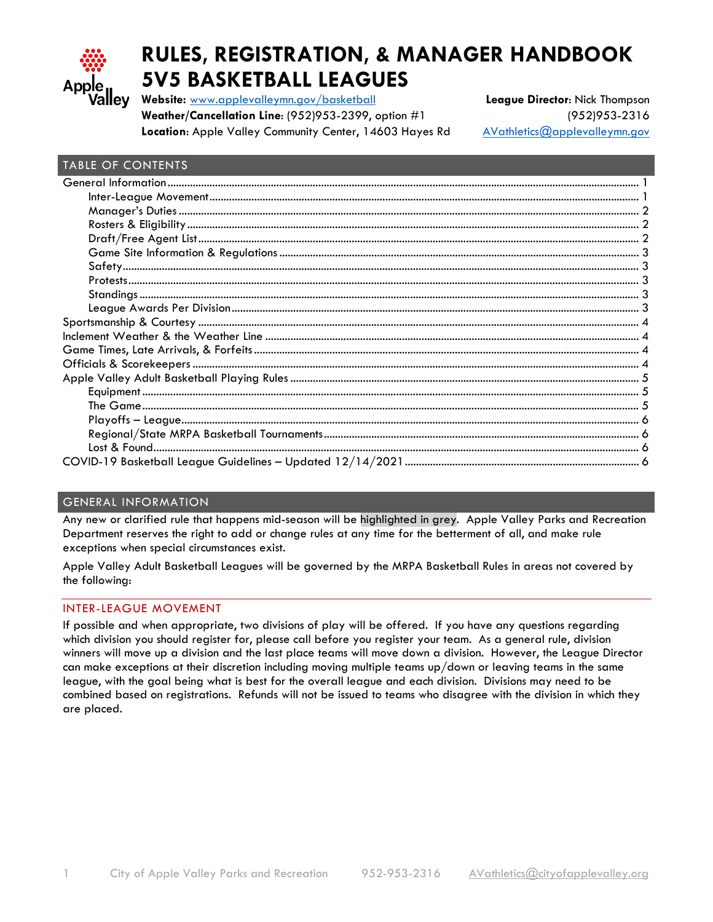# RULES, REGISTRATION, & MANAGER HANDBOOK 5V5 BASKETBALL LEAGUES

**Website:** www.applevalleymn.gov/basketball
**Weather/Cancellation Line**: (952)953-2399, option #1
**Location**: Apple Valley Community Center, 14603 Hayes Rd

**League Director**: Nick Thompson
(952)953-2316
AVathletics@applevalleymn.gov

## TABLE OF CONTENTS

- General Information ........ 1
  - Inter-League Movement ........ 1
  - Manager's Duties ........ 2
  - Rosters & Eligibility ........ 2
  - Draft/Free Agent List ........ 2
  - Game Site Information & Regulations ........ 3
  - Safety ........ 3
  - Protests ........ 3
  - Standings ........ 3
  - League Awards Per Division ........ 3
- Sportsmanship & Courtesy ........ 4
- Inclement Weather & the Weather Line ........ 4
- Game Times, Late Arrivals, & Forfeits ........ 4
- Officials & Scorekeepers ........ 4
- Apple Valley Adult Basketball Playing Rules ........ 5
  - Equipment ........ 5
  - The Game ........ 5
  - Playoffs – League ........ 6
  - Regional/State MRPA Basketball Tournaments ........ 6
  - Lost & Found ........ 6
- COVID-19 Basketball League Guidelines – Updated 12/14/2021 ........ 6

## GENERAL INFORMATION

Any new or clarified rule that happens mid-season will be highlighted in grey. Apple Valley Parks and Recreation Department reserves the right to add or change rules at any time for the betterment of all, and make rule exceptions when special circumstances exist.

Apple Valley Adult Basketball Leagues will be governed by the MRPA Basketball Rules in areas not covered by the following:

### INTER-LEAGUE MOVEMENT

If possible and when appropriate, two divisions of play will be offered. If you have any questions regarding which division you should register for, please call before you register your team. As a general rule, division winners will move up a division and the last place teams will move down a division. However, the League Director can make exceptions at their discretion including moving multiple teams up/down or leaving teams in the same league, with the goal being what is best for the overall league and each division. Divisions may need to be combined based on registrations. Refunds will not be issued to teams who disagree with the division in which they are placed.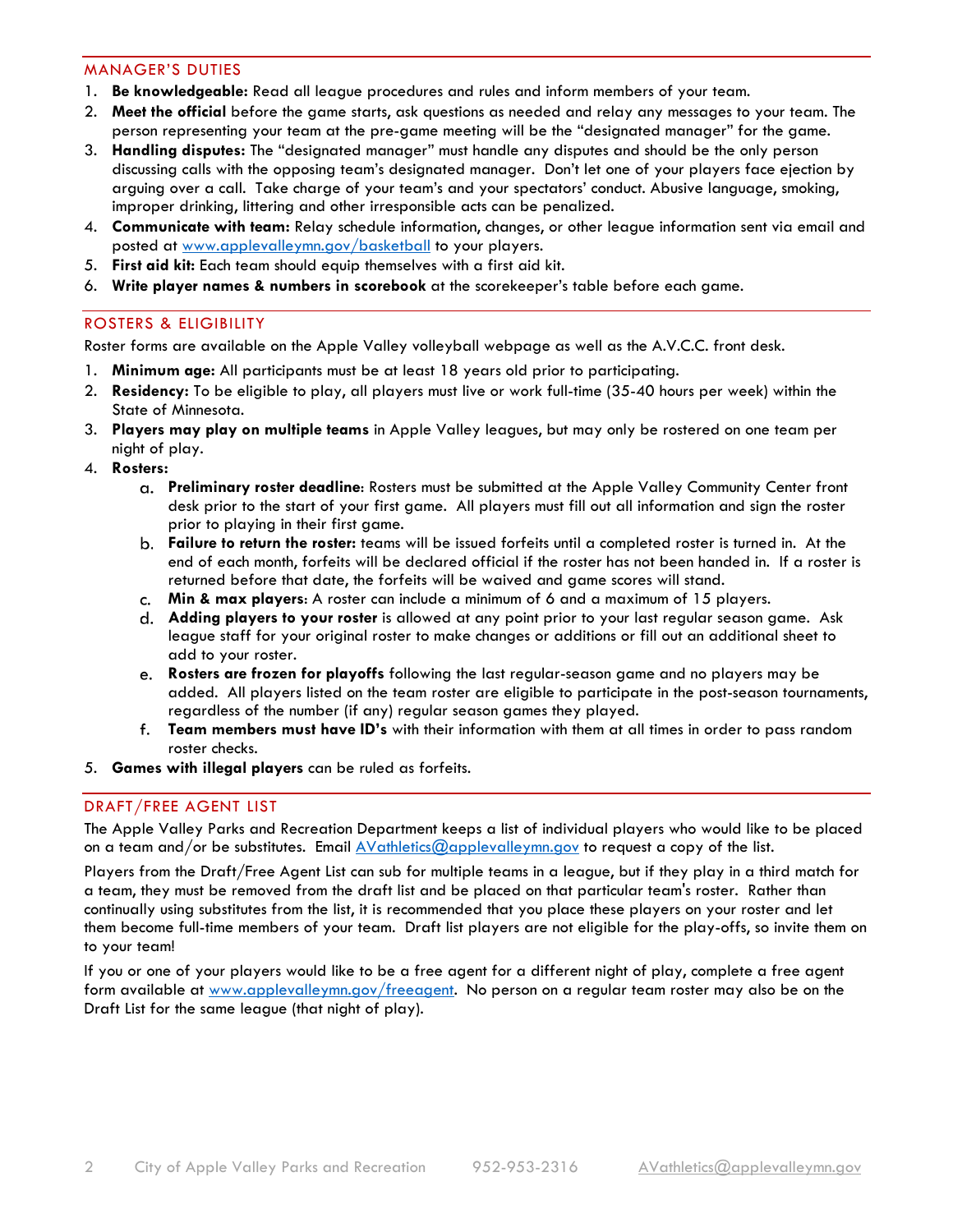## MANAGER'S DUTIES

1. **Be knowledgeable:** Read all league procedures and rules and inform members of your team.
2. **Meet the official** before the game starts, ask questions as needed and relay any messages to your team. The person representing your team at the pre-game meeting will be the "designated manager" for the game.
3. **Handling disputes:** The "designated manager" must handle any disputes and should be the only person discussing calls with the opposing team's designated manager. Don't let one of your players face ejection by arguing over a call. Take charge of your team's and your spectators' conduct. Abusive language, smoking, improper drinking, littering and other irresponsible acts can be penalized.
4. **Communicate with team:** Relay schedule information, changes, or other league information sent via email and posted at www.applevalleymn.gov/basketball to your players.
5. **First aid kit:** Each team should equip themselves with a first aid kit.
6. **Write player names & numbers in scorebook** at the scorekeeper's table before each game.

## ROSTERS & ELIGIBILITY

Roster forms are available on the Apple Valley volleyball webpage as well as the A.V.C.C. front desk.

1. **Minimum age:** All participants must be at least 18 years old prior to participating.
2. **Residency:** To be eligible to play, all players must live or work full-time (35-40 hours per week) within the State of Minnesota.
3. **Players may play on multiple teams** in Apple Valley leagues, but may only be rostered on one team per night of play.
4. **Rosters:**
   a. **Preliminary roster deadline**: Rosters must be submitted at the Apple Valley Community Center front desk prior to the start of your first game. All players must fill out all information and sign the roster prior to playing in their first game.
   b. **Failure to return the roster:** teams will be issued forfeits until a completed roster is turned in. At the end of each month, forfeits will be declared official if the roster has not been handed in. If a roster is returned before that date, the forfeits will be waived and game scores will stand.
   c. **Min & max players**: A roster can include a minimum of 6 and a maximum of 15 players.
   d. **Adding players to your roster** is allowed at any point prior to your last regular season game. Ask league staff for your original roster to make changes or additions or fill out an additional sheet to add to your roster.
   e. **Rosters are frozen for playoffs** following the last regular-season game and no players may be added. All players listed on the team roster are eligible to participate in the post-season tournaments, regardless of the number (if any) regular season games they played.
   f. **Team members must have ID's** with their information with them at all times in order to pass random roster checks.
5. **Games with illegal players** can be ruled as forfeits.

## DRAFT/FREE AGENT LIST

The Apple Valley Parks and Recreation Department keeps a list of individual players who would like to be placed on a team and/or be substitutes. Email AVathletics@applevalleymn.gov to request a copy of the list.

Players from the Draft/Free Agent List can sub for multiple teams in a league, but if they play in a third match for a team, they must be removed from the draft list and be placed on that particular team's roster. Rather than continually using substitutes from the list, it is recommended that you place these players on your roster and let them become full-time members of your team. Draft list players are not eligible for the play-offs, so invite them on to your team!

If you or one of your players would like to be a free agent for a different night of play, complete a free agent form available at www.applevalleymn.gov/freeagent. No person on a regular team roster may also be on the Draft List for the same league (that night of play).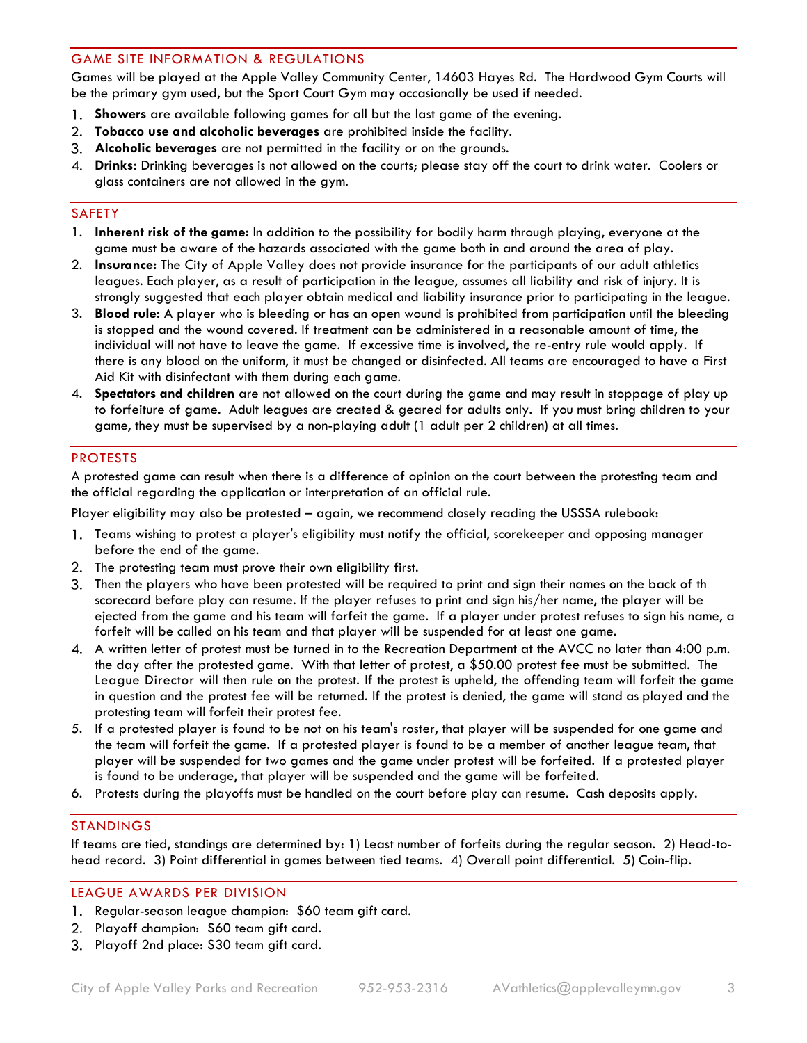## GAME SITE INFORMATION & REGULATIONS

Games will be played at the Apple Valley Community Center, 14603 Hayes Rd. The Hardwood Gym Courts will be the primary gym used, but the Sport Court Gym may occasionally be used if needed.

1. **Showers** are available following games for all but the last game of the evening.
2. **Tobacco use and alcoholic beverages** are prohibited inside the facility.
3. **Alcoholic beverages** are not permitted in the facility or on the grounds.
4. **Drinks:** Drinking beverages is not allowed on the courts; please stay off the court to drink water. Coolers or glass containers are not allowed in the gym.

## SAFETY

1. **Inherent risk of the game:** In addition to the possibility for bodily harm through playing, everyone at the game must be aware of the hazards associated with the game both in and around the area of play.
2. **Insurance:** The City of Apple Valley does not provide insurance for the participants of our adult athletics leagues. Each player, as a result of participation in the league, assumes all liability and risk of injury. It is strongly suggested that each player obtain medical and liability insurance prior to participating in the league.
3. **Blood rule:** A player who is bleeding or has an open wound is prohibited from participation until the bleeding is stopped and the wound covered. If treatment can be administered in a reasonable amount of time, the individual will not have to leave the game. If excessive time is involved, the re-entry rule would apply. If there is any blood on the uniform, it must be changed or disinfected. All teams are encouraged to have a First Aid Kit with disinfectant with them during each game.
4. **Spectators and children** are not allowed on the court during the game and may result in stoppage of play up to forfeiture of game. Adult leagues are created & geared for adults only. If you must bring children to your game, they must be supervised by a non-playing adult (1 adult per 2 children) at all times.

## PROTESTS

A protested game can result when there is a difference of opinion on the court between the protesting team and the official regarding the application or interpretation of an official rule.

Player eligibility may also be protested – again, we recommend closely reading the USSSA rulebook:

1. Teams wishing to protest a player's eligibility must notify the official, scorekeeper and opposing manager before the end of the game.
2. The protesting team must prove their own eligibility first.
3. Then the players who have been protested will be required to print and sign their names on the back of th scorecard before play can resume. If the player refuses to print and sign his/her name, the player will be ejected from the game and his team will forfeit the game. If a player under protest refuses to sign his name, a forfeit will be called on his team and that player will be suspended for at least one game.
4. A written letter of protest must be turned in to the Recreation Department at the AVCC no later than 4:00 p.m. the day after the protested game. With that letter of protest, a $50.00 protest fee must be submitted. The League Director will then rule on the protest. If the protest is upheld, the offending team will forfeit the game in question and the protest fee will be returned. If the protest is denied, the game will stand as played and the protesting team will forfeit their protest fee.
5. If a protested player is found to be not on his team's roster, that player will be suspended for one game and the team will forfeit the game. If a protested player is found to be a member of another league team, that player will be suspended for two games and the game under protest will be forfeited. If a protested player is found to be underage, that player will be suspended and the game will be forfeited.
6. Protests during the playoffs must be handled on the court before play can resume. Cash deposits apply.

## STANDINGS

If teams are tied, standings are determined by: 1) Least number of forfeits during the regular season. 2) Head-to-head record. 3) Point differential in games between tied teams. 4) Overall point differential. 5) Coin-flip.

## LEAGUE AWARDS PER DIVISION

1. Regular-season league champion: $60 team gift card.
2. Playoff champion: $60 team gift card.
3. Playoff 2nd place: $30 team gift card.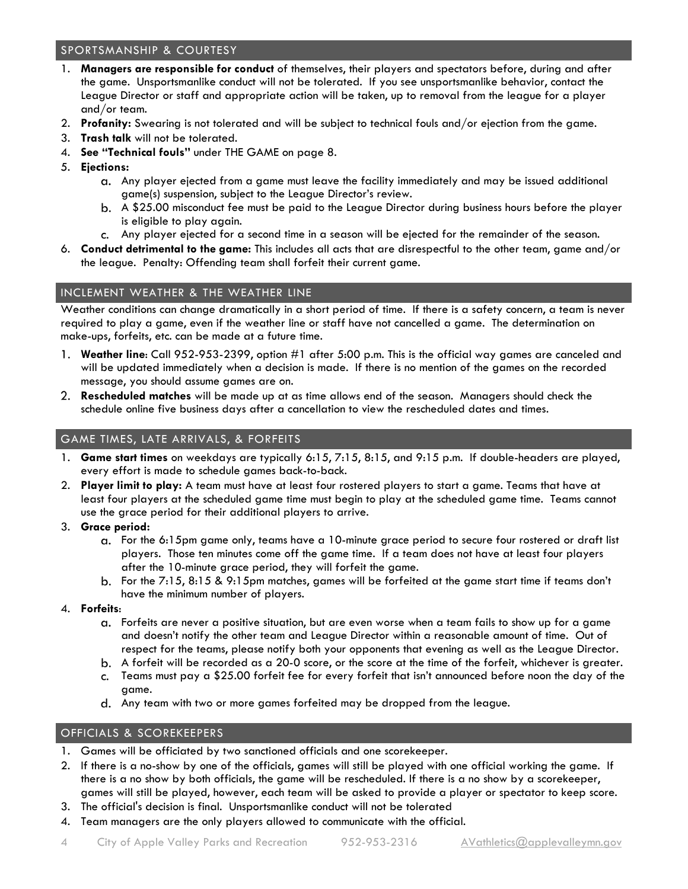## SPORTSMANSHIP & COURTESY

1. **Managers are responsible for conduct** of themselves, their players and spectators before, during and after the game. Unsportsmanlike conduct will not be tolerated. If you see unsportsmanlike behavior, contact the League Director or staff and appropriate action will be taken, up to removal from the league for a player and/or team.
2. **Profanity:** Swearing is not tolerated and will be subject to technical fouls and/or ejection from the game.
3. **Trash talk** will not be tolerated.
4. **See "Technical fouls"** under THE GAME on page 8.
5. **Ejections:**
   a. Any player ejected from a game must leave the facility immediately and may be issued additional game(s) suspension, subject to the League Director's review.
   b. A $25.00 misconduct fee must be paid to the League Director during business hours before the player is eligible to play again.
   c. Any player ejected for a second time in a season will be ejected for the remainder of the season.
6. **Conduct detrimental to the game:** This includes all acts that are disrespectful to the other team, game and/or the league. Penalty: Offending team shall forfeit their current game.

## INCLEMENT WEATHER & THE WEATHER LINE

Weather conditions can change dramatically in a short period of time. If there is a safety concern, a team is never required to play a game, even if the weather line or staff have not cancelled a game. The determination on make-ups, forfeits, etc. can be made at a future time.

1. **Weather line**: Call 952-953-2399, option #1 after 5:00 p.m. This is the official way games are canceled and will be updated immediately when a decision is made. If there is no mention of the games on the recorded message, you should assume games are on.
2. **Rescheduled matches** will be made up at as time allows end of the season. Managers should check the schedule online five business days after a cancellation to view the rescheduled dates and times.

## GAME TIMES, LATE ARRIVALS, & FORFEITS

1. **Game start times** on weekdays are typically 6:15, 7:15, 8:15, and 9:15 p.m. If double-headers are played, every effort is made to schedule games back-to-back.
2. **Player limit to play:** A team must have at least four rostered players to start a game. Teams that have at least four players at the scheduled game time must begin to play at the scheduled game time. Teams cannot use the grace period for their additional players to arrive.
3. **Grace period:**
   a. For the 6:15pm game only, teams have a 10-minute grace period to secure four rostered or draft list players. Those ten minutes come off the game time. If a team does not have at least four players after the 10-minute grace period, they will forfeit the game.
   b. For the 7:15, 8:15 & 9:15pm matches, games will be forfeited at the game start time if teams don't have the minimum number of players.
4. **Forfeits**:
   a. Forfeits are never a positive situation, but are even worse when a team fails to show up for a game and doesn't notify the other team and League Director within a reasonable amount of time. Out of respect for the teams, please notify both your opponents that evening as well as the League Director.
   b. A forfeit will be recorded as a 20-0 score, or the score at the time of the forfeit, whichever is greater.
   c. Teams must pay a $25.00 forfeit fee for every forfeit that isn't announced before noon the day of the game.
   d. Any team with two or more games forfeited may be dropped from the league.

## OFFICIALS & SCOREKEEPERS

1. Games will be officiated by two sanctioned officials and one scorekeeper.
2. If there is a no-show by one of the officials, games will still be played with one official working the game. If there is a no show by both officials, the game will be rescheduled. If there is a no show by a scorekeeper, games will still be played, however, each team will be asked to provide a player or spectator to keep score.
3. The official's decision is final. Unsportsmanlike conduct will not be tolerated
4. Team managers are the only players allowed to communicate with the official.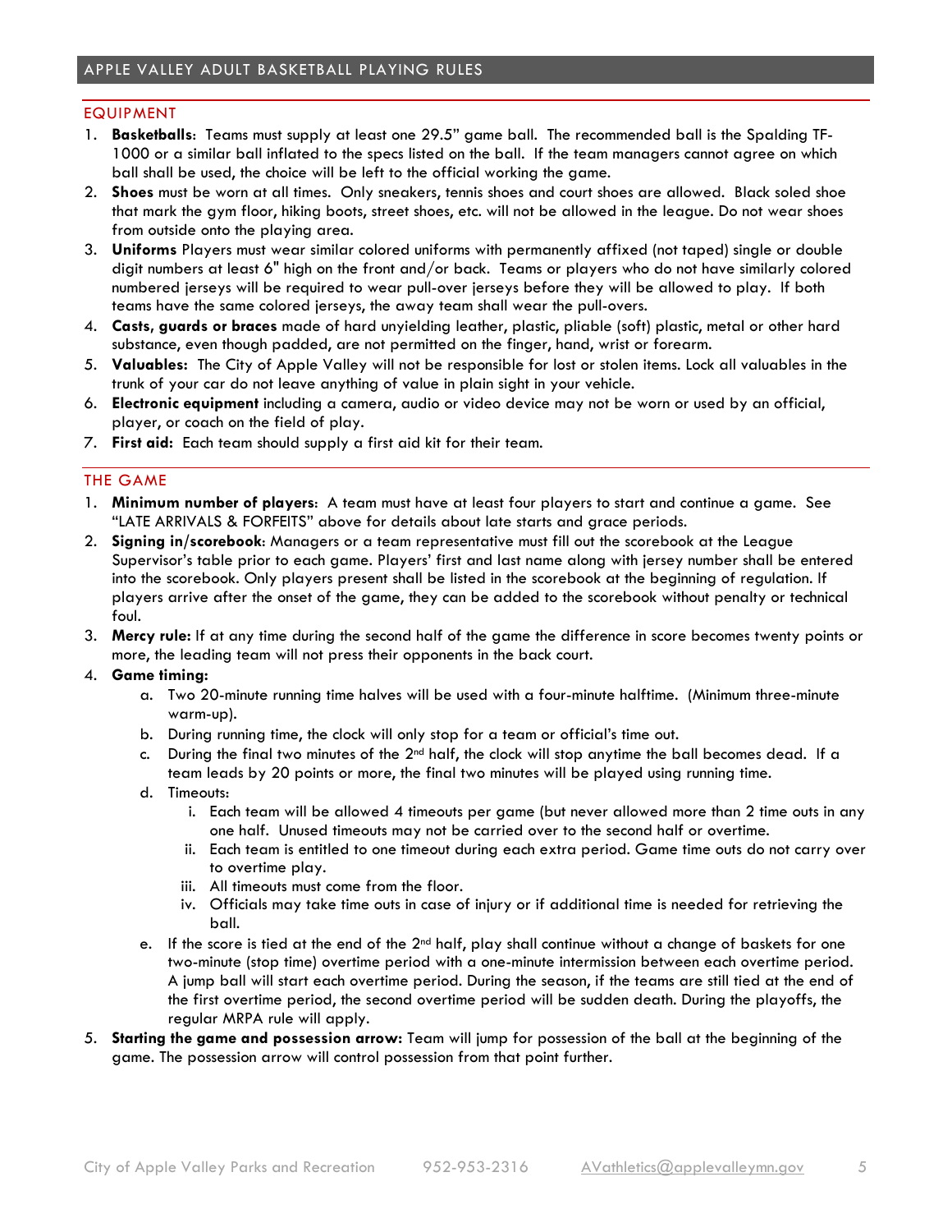# APPLE VALLEY ADULT BASKETBALL PLAYING RULES

## EQUIPMENT

1. **Basketballs**: Teams must supply at least one 29.5" game ball. The recommended ball is the Spalding TF-1000 or a similar ball inflated to the specs listed on the ball. If the team managers cannot agree on which ball shall be used, the choice will be left to the official working the game.
2. **Shoes** must be worn at all times. Only sneakers, tennis shoes and court shoes are allowed. Black soled shoe that mark the gym floor, hiking boots, street shoes, etc. will not be allowed in the league. Do not wear shoes from outside onto the playing area.
3. **Uniforms** Players must wear similar colored uniforms with permanently affixed (not taped) single or double digit numbers at least 6" high on the front and/or back. Teams or players who do not have similarly colored numbered jerseys will be required to wear pull-over jerseys before they will be allowed to play. If both teams have the same colored jerseys, the away team shall wear the pull-overs.
4. **Casts, guards or braces** made of hard unyielding leather, plastic, pliable (soft) plastic, metal or other hard substance, even though padded, are not permitted on the finger, hand, wrist or forearm.
5. **Valuables:** The City of Apple Valley will not be responsible for lost or stolen items. Lock all valuables in the trunk of your car do not leave anything of value in plain sight in your vehicle.
6. **Electronic equipment** including a camera, audio or video device may not be worn or used by an official, player, or coach on the field of play.
7. **First aid:** Each team should supply a first aid kit for their team.

## THE GAME

1. **Minimum number of players**: A team must have at least four players to start and continue a game. See "LATE ARRIVALS & FORFEITS" above for details about late starts and grace periods.
2. **Signing in/scorebook**: Managers or a team representative must fill out the scorebook at the League Supervisor's table prior to each game. Players' first and last name along with jersey number shall be entered into the scorebook. Only players present shall be listed in the scorebook at the beginning of regulation. If players arrive after the onset of the game, they can be added to the scorebook without penalty or technical foul.
3. **Mercy rule:** If at any time during the second half of the game the difference in score becomes twenty points or more, the leading team will not press their opponents in the back court.
4. **Game timing:**
   a. Two 20-minute running time halves will be used with a four-minute halftime. (Minimum three-minute warm-up).
   b. During running time, the clock will only stop for a team or official's time out.
   c. During the final two minutes of the 2nd half, the clock will stop anytime the ball becomes dead. If a team leads by 20 points or more, the final two minutes will be played using running time.
   d. Timeouts:
      i. Each team will be allowed 4 timeouts per game (but never allowed more than 2 time outs in any one half. Unused timeouts may not be carried over to the second half or overtime.
      ii. Each team is entitled to one timeout during each extra period. Game time outs do not carry over to overtime play.
      iii. All timeouts must come from the floor.
      iv. Officials may take time outs in case of injury or if additional time is needed for retrieving the ball.
   e. If the score is tied at the end of the 2nd half, play shall continue without a change of baskets for one two-minute (stop time) overtime period with a one-minute intermission between each overtime period. A jump ball will start each overtime period. During the season, if the teams are still tied at the end of the first overtime period, the second overtime period will be sudden death. During the playoffs, the regular MRPA rule will apply.
5. **Starting the game and possession arrow:** Team will jump for possession of the ball at the beginning of the game. The possession arrow will control possession from that point further.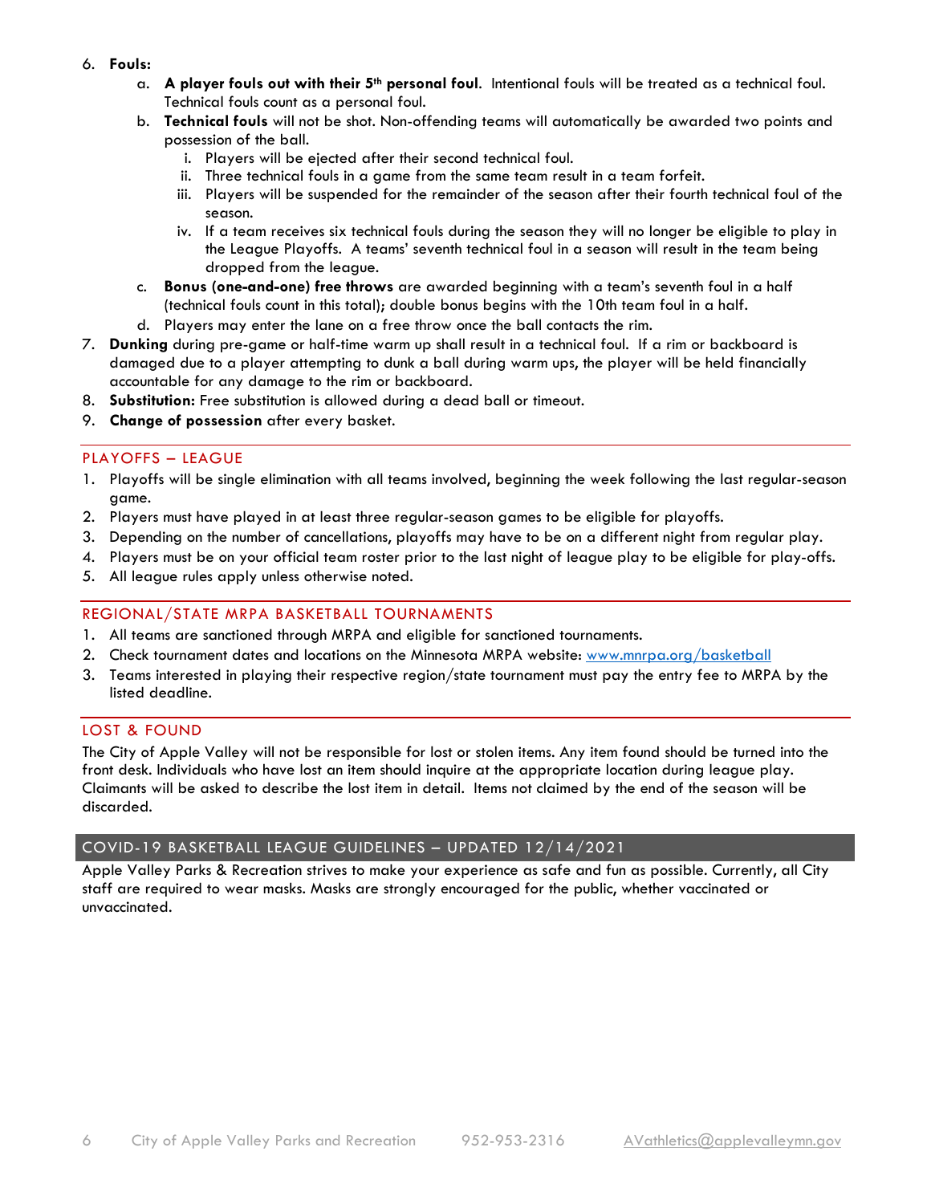6. **Fouls:**
    a. **A player fouls out with their 5th personal foul**. Intentional fouls will be treated as a technical foul. Technical fouls count as a personal foul.
    b. **Technical fouls** will not be shot. Non-offending teams will automatically be awarded two points and possession of the ball.
        i. Players will be ejected after their second technical foul.
        ii. Three technical fouls in a game from the same team result in a team forfeit.
        iii. Players will be suspended for the remainder of the season after their fourth technical foul of the season.
        iv. If a team receives six technical fouls during the season they will no longer be eligible to play in the League Playoffs. A teams' seventh technical foul in a season will result in the team being dropped from the league.
    c. **Bonus (one-and-one) free throws** are awarded beginning with a team's seventh foul in a half (technical fouls count in this total); double bonus begins with the 10th team foul in a half.
    d. Players may enter the lane on a free throw once the ball contacts the rim.
7. **Dunking** during pre-game or half-time warm up shall result in a technical foul. If a rim or backboard is damaged due to a player attempting to dunk a ball during warm ups, the player will be held financially accountable for any damage to the rim or backboard.
8. **Substitution:** Free substitution is allowed during a dead ball or timeout.
9. **Change of possession** after every basket.

## PLAYOFFS – LEAGUE

1. Playoffs will be single elimination with all teams involved, beginning the week following the last regular-season game.
2. Players must have played in at least three regular-season games to be eligible for playoffs.
3. Depending on the number of cancellations, playoffs may have to be on a different night from regular play.
4. Players must be on your official team roster prior to the last night of league play to be eligible for play-offs.
5. All league rules apply unless otherwise noted.

## REGIONAL/STATE MRPA BASKETBALL TOURNAMENTS

1. All teams are sanctioned through MRPA and eligible for sanctioned tournaments.
2. Check tournament dates and locations on the Minnesota MRPA website: www.mnrpa.org/basketball
3. Teams interested in playing their respective region/state tournament must pay the entry fee to MRPA by the listed deadline.

## LOST & FOUND

The City of Apple Valley will not be responsible for lost or stolen items. Any item found should be turned into the front desk. Individuals who have lost an item should inquire at the appropriate location during league play. Claimants will be asked to describe the lost item in detail. Items not claimed by the end of the season will be discarded.

## COVID-19 BASKETBALL LEAGUE GUIDELINES – UPDATED 12/14/2021

Apple Valley Parks & Recreation strives to make your experience as safe and fun as possible. Currently, all City staff are required to wear masks. Masks are strongly encouraged for the public, whether vaccinated or unvaccinated.